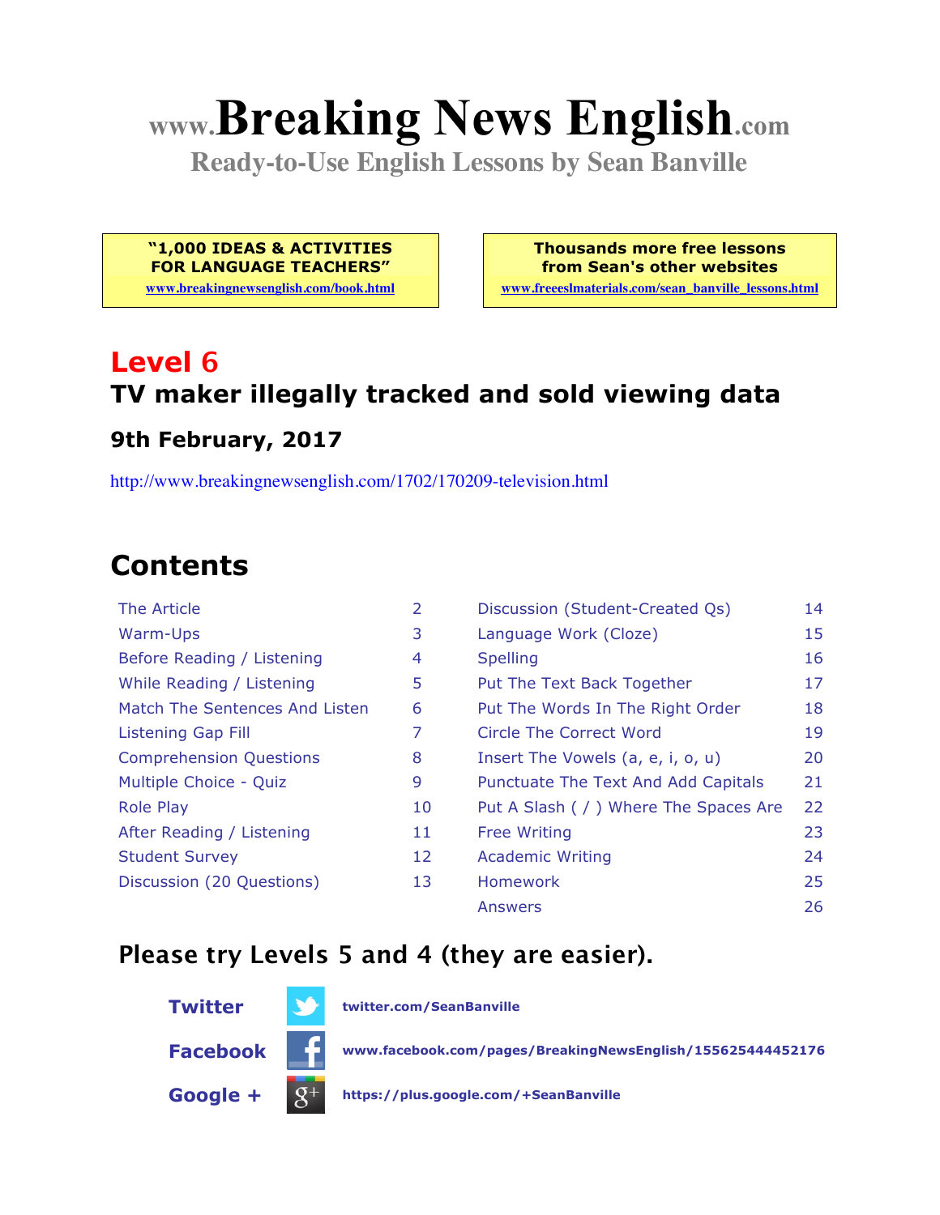# www.Breaking News English.com

**Ready-to-Use English Lessons by Sean Banville**

**"1,000 IDEAS & ACTIVITIES FOR LANGUAGE TEACHERS"**
www.breakingnewsenglish.com/book.html

**Thousands more free lessons from Sean's other websites**
www.freeeslmaterials.com/sean_banville_lessons.html

## Level 6

## TV maker illegally tracked and sold viewing data

### 9th February, 2017

http://www.breakingnewsenglish.com/1702/170209-television.html

## Contents

| | |
|---|---|
| The Article | 2 |
| Warm-Ups | 3 |
| Before Reading / Listening | 4 |
| While Reading / Listening | 5 |
| Match The Sentences And Listen | 6 |
| Listening Gap Fill | 7 |
| Comprehension Questions | 8 |
| Multiple Choice - Quiz | 9 |
| Role Play | 10 |
| After Reading / Listening | 11 |
| Student Survey | 12 |
| Discussion (20 Questions) | 13 |
| Discussion (Student-Created Qs) | 14 |
| Language Work (Cloze) | 15 |
| Spelling | 16 |
| Put The Text Back Together | 17 |
| Put The Words In The Right Order | 18 |
| Circle The Correct Word | 19 |
| Insert The Vowels (a, e, i, o, u) | 20 |
| Punctuate The Text And Add Capitals | 21 |
| Put A Slash ( / ) Where The Spaces Are | 22 |
| Free Writing | 23 |
| Academic Writing | 24 |
| Homework | 25 |
| Answers | 26 |

### Please try Levels 5 and 4 (they are easier).

**Twitter** twitter.com/SeanBanville

**Facebook** www.facebook.com/pages/BreakingNewsEnglish/155625444452176

**Google +** https://plus.google.com/+SeanBanville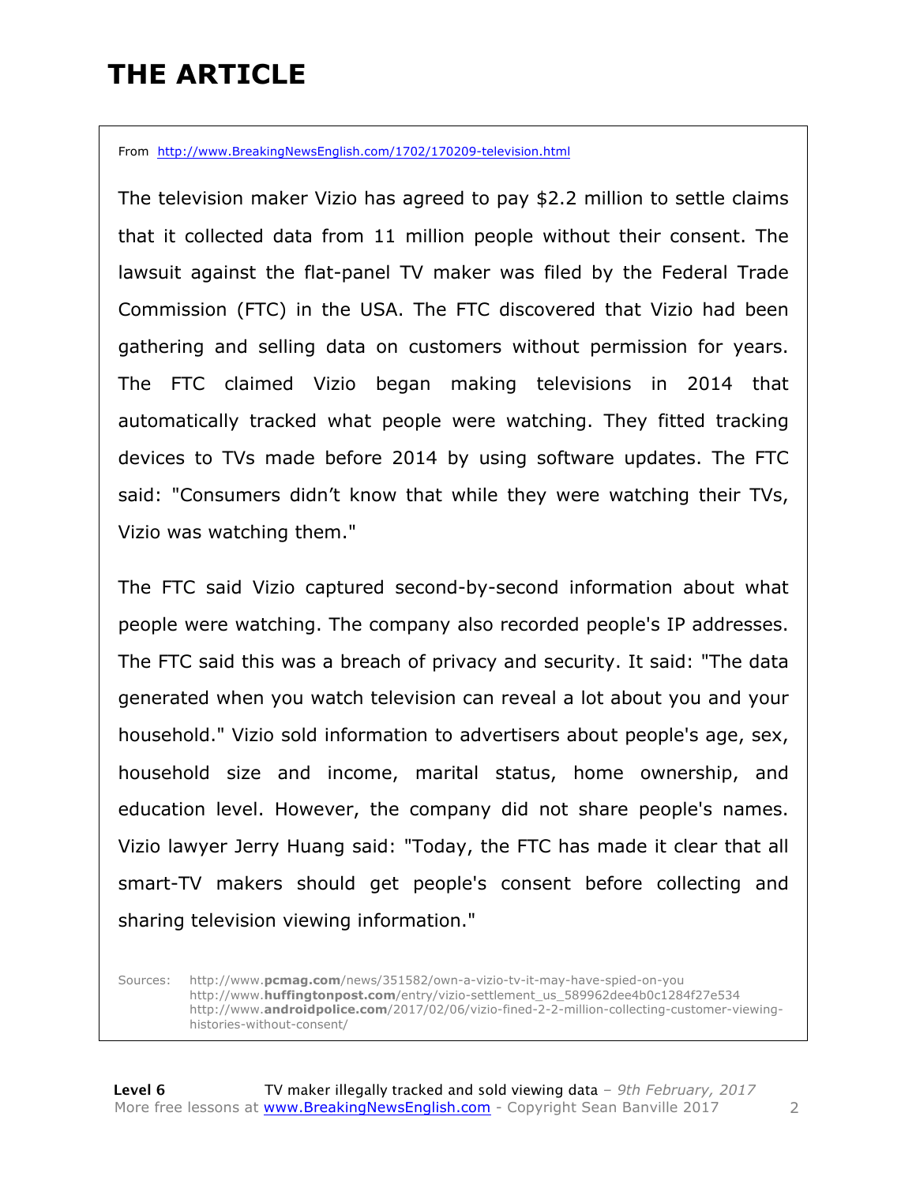# THE ARTICLE

From http://www.BreakingNewsEnglish.com/1702/170209-television.html

The television maker Vizio has agreed to pay $2.2 million to settle claims that it collected data from 11 million people without their consent. The lawsuit against the flat-panel TV maker was filed by the Federal Trade Commission (FTC) in the USA. The FTC discovered that Vizio had been gathering and selling data on customers without permission for years. The FTC claimed Vizio began making televisions in 2014 that automatically tracked what people were watching. They fitted tracking devices to TVs made before 2014 by using software updates. The FTC said: "Consumers didn’t know that while they were watching their TVs, Vizio was watching them."

The FTC said Vizio captured second-by-second information about what people were watching. The company also recorded people's IP addresses. The FTC said this was a breach of privacy and security. It said: "The data generated when you watch television can reveal a lot about you and your household." Vizio sold information to advertisers about people's age, sex, household size and income, marital status, home ownership, and education level. However, the company did not share people's names. Vizio lawyer Jerry Huang said: "Today, the FTC has made it clear that all smart-TV makers should get people's consent before collecting and sharing television viewing information."

Sources:
http://www.**pcmag.com**/news/351582/own-a-vizio-tv-it-may-have-spied-on-you
http://www.**huffingtonpost.com**/entry/vizio-settlement_us_589962dee4b0c1284f27e534
http://www.**androidpolice.com**/2017/02/06/vizio-fined-2-2-million-collecting-customer-viewing-histories-without-consent/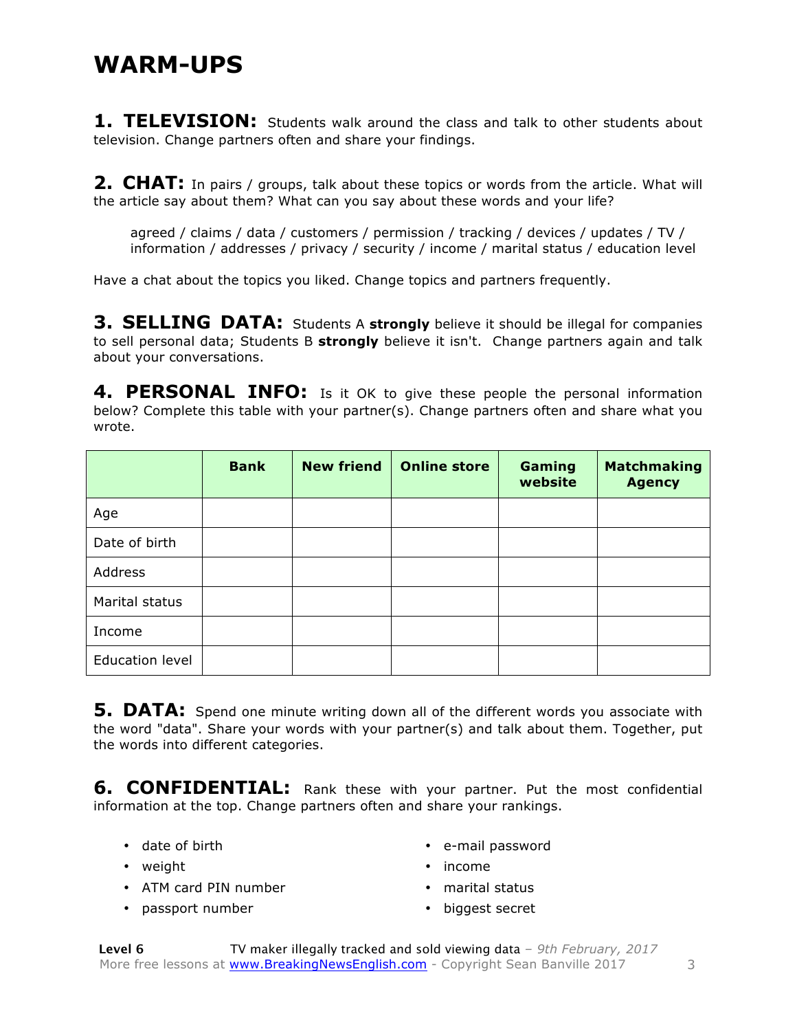# WARM-UPS

**1. TELEVISION:** Students walk around the class and talk to other students about television. Change partners often and share your findings.

**2. CHAT:** In pairs / groups, talk about these topics or words from the article. What will the article say about them? What can you say about these words and your life?

> agreed / claims / data / customers / permission / tracking / devices / updates / TV / information / addresses / privacy / security / income / marital status / education level

Have a chat about the topics you liked. Change topics and partners frequently.

**3. SELLING DATA:** Students A **strongly** believe it should be illegal for companies to sell personal data; Students B **strongly** believe it isn't. Change partners again and talk about your conversations.

**4. PERSONAL INFO:** Is it OK to give these people the personal information below? Complete this table with your partner(s). Change partners often and share what you wrote.

| | Bank | New friend | Online store | Gaming website | Matchmaking Agency |
|---|---|---|---|---|---|
| Age | | | | | |
| Date of birth | | | | | |
| Address | | | | | |
| Marital status | | | | | |
| Income | | | | | |
| Education level | | | | | |

**5. DATA:** Spend one minute writing down all of the different words you associate with the word "data". Share your words with your partner(s) and talk about them. Together, put the words into different categories.

**6. CONFIDENTIAL:** Rank these with your partner. Put the most confidential information at the top. Change partners often and share your rankings.

- date of birth
- weight
- ATM card PIN number
- passport number
- e-mail password
- income
- marital status
- biggest secret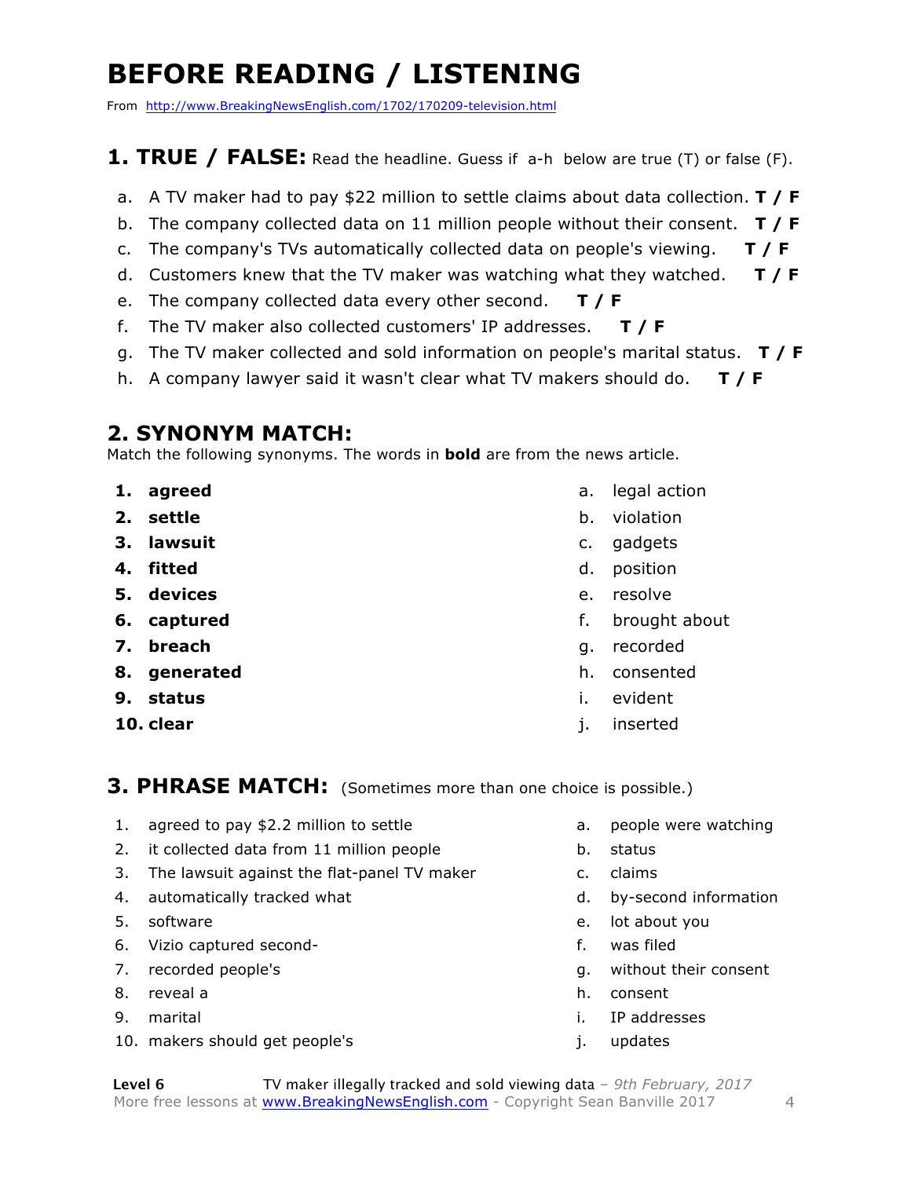# BEFORE READING / LISTENING

From http://www.BreakingNewsEnglish.com/1702/170209-television.html

## 1. TRUE / FALSE:

Read the headline. Guess if a-h below are true (T) or false (F).

a. A TV maker had to pay $22 million to settle claims about data collection. **T / F**

b. The company collected data on 11 million people without their consent. **T / F**

c. The company's TVs automatically collected data on people's viewing. **T / F**

d. Customers knew that the TV maker was watching what they watched. **T / F**

e. The company collected data every other second. **T / F**

f. The TV maker also collected customers' IP addresses. **T / F**

g. The TV maker collected and sold information on people's marital status. **T / F**

h. A company lawyer said it wasn't clear what TV makers should do. **T / F**

## 2. SYNONYM MATCH:

Match the following synonyms. The words in **bold** are from the news article.

| | |
|---|---|
| 1. **agreed** | a. legal action |
| 2. **settle** | b. violation |
| 3. **lawsuit** | c. gadgets |
| 4. **fitted** | d. position |
| 5. **devices** | e. resolve |
| 6. **captured** | f. brought about |
| 7. **breach** | g. recorded |
| 8. **generated** | h. consented |
| 9. **status** | i. evident |
| 10. **clear** | j. inserted |

## 3. PHRASE MATCH:

(Sometimes more than one choice is possible.)

| | |
|---|---|
| 1. agreed to pay $2.2 million to settle | a. people were watching |
| 2. it collected data from 11 million people | b. status |
| 3. The lawsuit against the flat-panel TV maker | c. claims |
| 4. automatically tracked what | d. by-second information |
| 5. software | e. lot about you |
| 6. Vizio captured second- | f. was filed |
| 7. recorded people's | g. without their consent |
| 8. reveal a | h. consent |
| 9. marital | i. IP addresses |
| 10. makers should get people's | j. updates |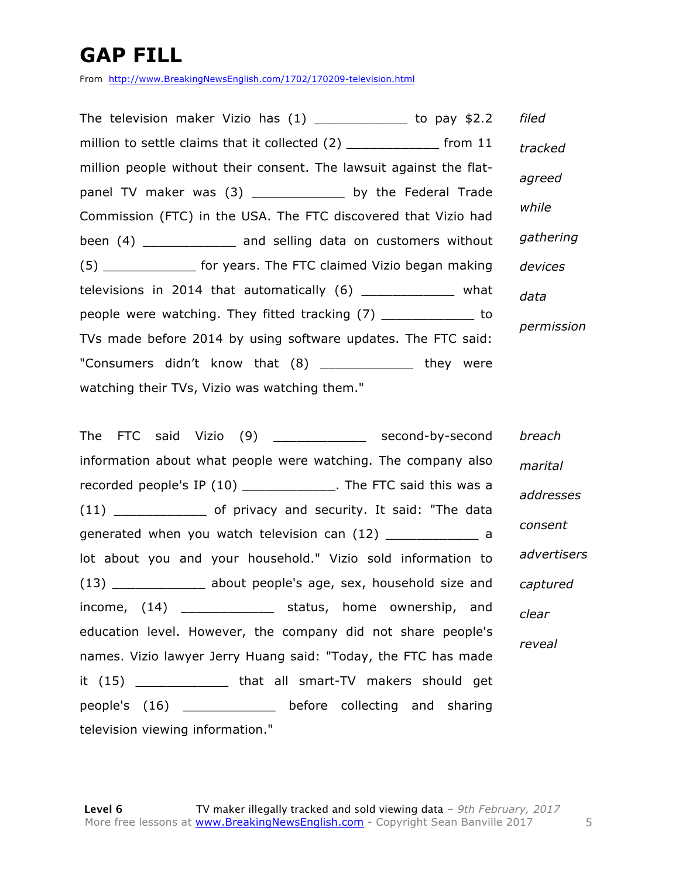# GAP FILL

From http://www.BreakingNewsEnglish.com/1702/170209-television.html

The television maker Vizio has (1) ____________ to pay $2.2 million to settle claims that it collected (2) ____________ from 11 million people without their consent. The lawsuit against the flat-panel TV maker was (3) ____________ by the Federal Trade Commission (FTC) in the USA. The FTC discovered that Vizio had been (4) ____________ and selling data on customers without (5) ____________ for years. The FTC claimed Vizio began making televisions in 2014 that automatically (6) ____________ what people were watching. They fitted tracking (7) ____________ to TVs made before 2014 by using software updates. The FTC said: "Consumers didn't know that (8) ____________ they were watching their TVs, Vizio was watching them."

*filed*

*tracked*

*agreed*

*while*

*gathering*

*devices*

*data*

*permission*

The FTC said Vizio (9) ____________ second-by-second information about what people were watching. The company also recorded people's IP (10) ____________. The FTC said this was a (11) ____________ of privacy and security. It said: "The data generated when you watch television can (12) ____________ a lot about you and your household." Vizio sold information to (13) ____________ about people's age, sex, household size and income, (14) ____________ status, home ownership, and education level. However, the company did not share people's names. Vizio lawyer Jerry Huang said: "Today, the FTC has made it (15) ____________ that all smart-TV makers should get people's (16) ____________ before collecting and sharing television viewing information."

*breach*

*marital*

*addresses*

*consent*

*advertisers*

*captured*

*clear*

*reveal*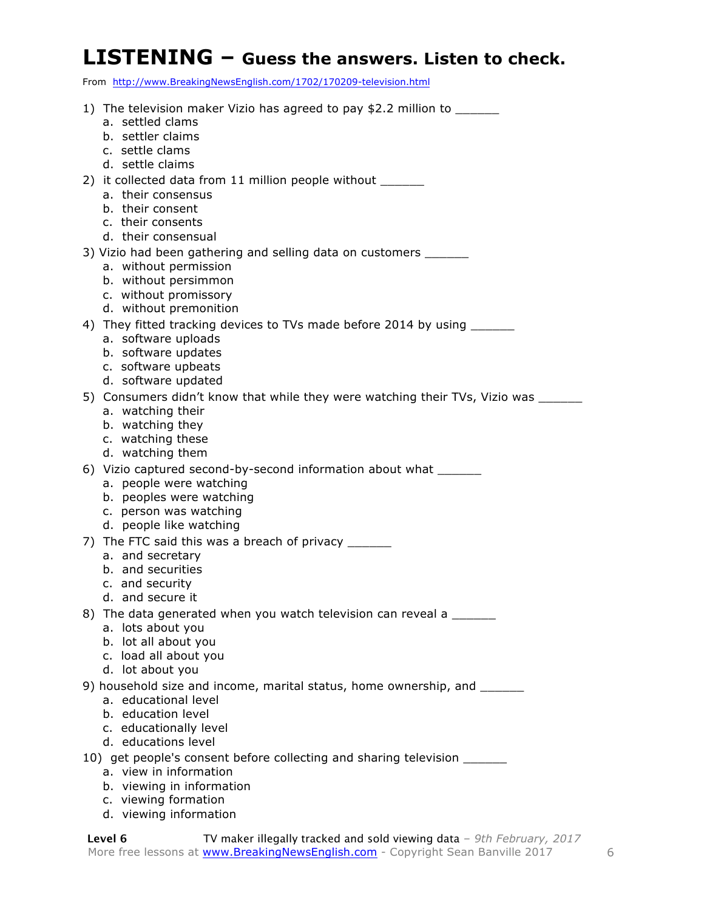# LISTENING – Guess the answers. Listen to check.

From http://www.BreakingNewsEnglish.com/1702/170209-television.html

1) The television maker Vizio has agreed to pay $2.2 million to ______
   a. settled clams
   b. settler claims
   c. settle clams
   d. settle claims

2) it collected data from 11 million people without ______
   a. their consensus
   b. their consent
   c. their consents
   d. their consensual

3) Vizio had been gathering and selling data on customers ______
   a. without permission
   b. without persimmon
   c. without promissory
   d. without premonition

4) They fitted tracking devices to TVs made before 2014 by using ______
   a. software uploads
   b. software updates
   c. software upbeats
   d. software updated

5) Consumers didn't know that while they were watching their TVs, Vizio was ______
   a. watching their
   b. watching they
   c. watching these
   d. watching them

6) Vizio captured second-by-second information about what ______
   a. people were watching
   b. peoples were watching
   c. person was watching
   d. people like watching

7) The FTC said this was a breach of privacy ______
   a. and secretary
   b. and securities
   c. and security
   d. and secure it

8) The data generated when you watch television can reveal a ______
   a. lots about you
   b. lot all about you
   c. load all about you
   d. lot about you

9) household size and income, marital status, home ownership, and ______
   a. educational level
   b. education level
   c. educationally level
   d. educations level

10) get people's consent before collecting and sharing television ______
   a. view in information
   b. viewing in information
   c. viewing formation
   d. viewing information

**Level 6** TV maker illegally tracked and sold viewing data – *9th February, 2017*
More free lessons at www.BreakingNewsEnglish.com - Copyright Sean Banville 2017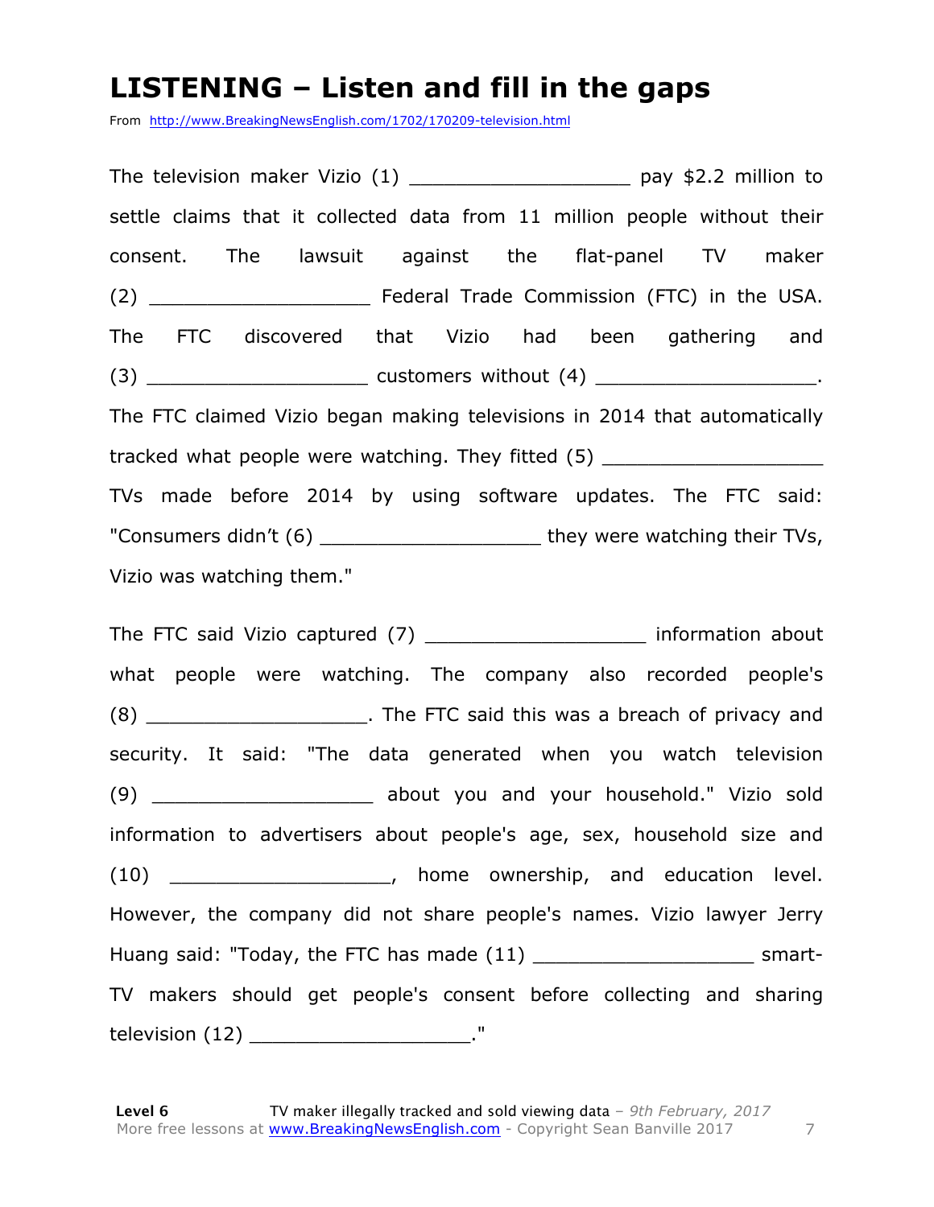# LISTENING – Listen and fill in the gaps

From http://www.BreakingNewsEnglish.com/1702/170209-television.html

The television maker Vizio (1) ___________________ pay $2.2 million to settle claims that it collected data from 11 million people without their consent. The lawsuit against the flat-panel TV maker (2) ___________________ Federal Trade Commission (FTC) in the USA. The FTC discovered that Vizio had been gathering and (3) ___________________ customers without (4) ___________________. The FTC claimed Vizio began making televisions in 2014 that automatically tracked what people were watching. They fitted (5) ___________________ TVs made before 2014 by using software updates. The FTC said: "Consumers didn't (6) ___________________ they were watching their TVs, Vizio was watching them."

The FTC said Vizio captured (7) ___________________ information about what people were watching. The company also recorded people's (8) ___________________. The FTC said this was a breach of privacy and security. It said: "The data generated when you watch television (9) ___________________ about you and your household." Vizio sold information to advertisers about people's age, sex, household size and (10) ___________________, home ownership, and education level. However, the company did not share people's names. Vizio lawyer Jerry Huang said: "Today, the FTC has made (11) ___________________ smart-TV makers should get people's consent before collecting and sharing television (12) ___________________."

**Level 6** TV maker illegally tracked and sold viewing data – *9th February, 2017*
More free lessons at www.BreakingNewsEnglish.com - Copyright Sean Banville 2017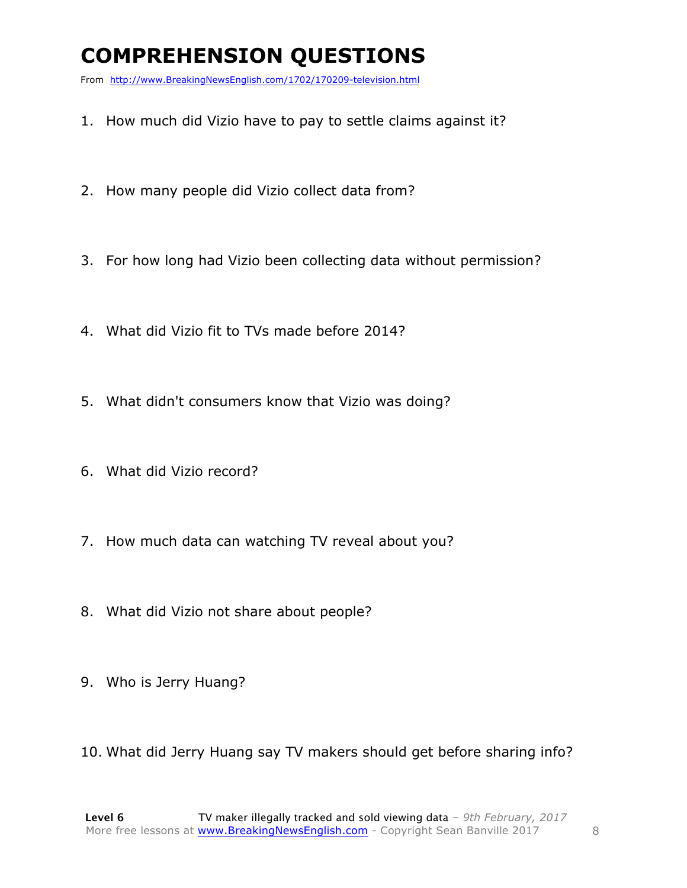# COMPREHENSION QUESTIONS

From http://www.BreakingNewsEnglish.com/1702/170209-television.html

1. How much did Vizio have to pay to settle claims against it?
2. How many people did Vizio collect data from?
3. For how long had Vizio been collecting data without permission?
4. What did Vizio fit to TVs made before 2014?
5. What didn't consumers know that Vizio was doing?
6. What did Vizio record?
7. How much data can watching TV reveal about you?
8. What did Vizio not share about people?
9. Who is Jerry Huang?
10. What did Jerry Huang say TV makers should get before sharing info?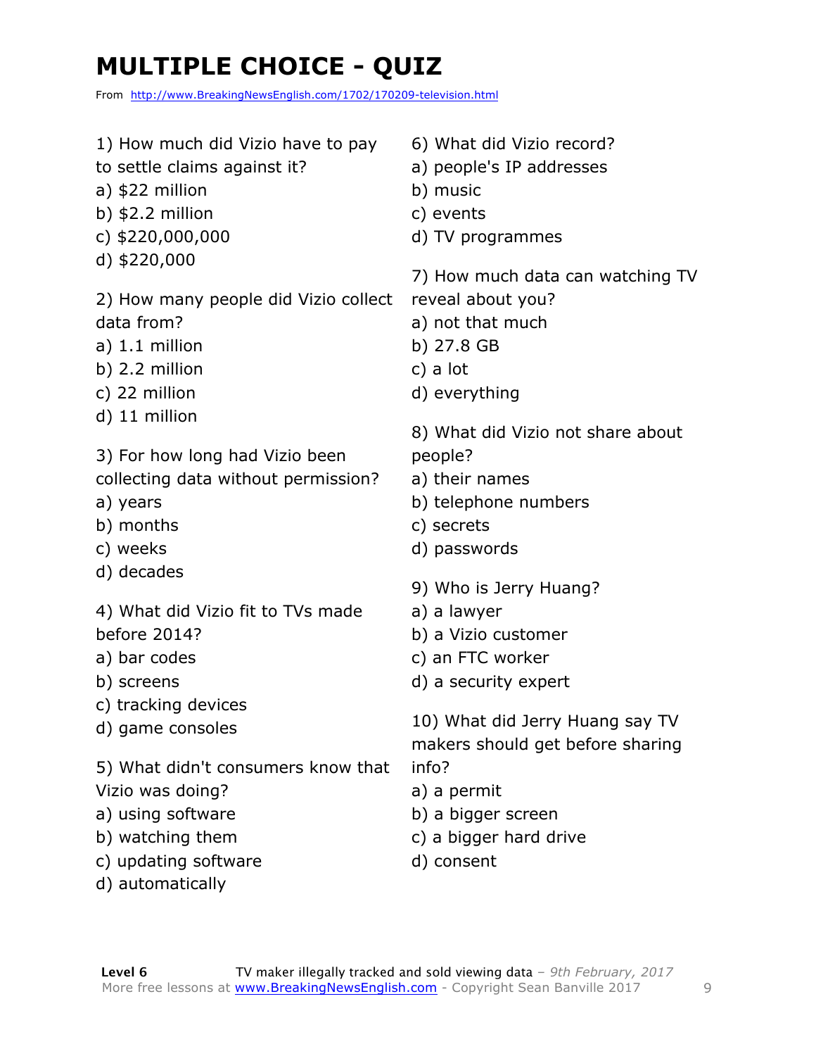# MULTIPLE CHOICE - QUIZ

From http://www.BreakingNewsEnglish.com/1702/170209-television.html

1) How much did Vizio have to pay to settle claims against it?
a) $22 million
b) $2.2 million
c) $220,000,000
d) $220,000

2) How many people did Vizio collect data from?
a) 1.1 million
b) 2.2 million
c) 22 million
d) 11 million

3) For how long had Vizio been collecting data without permission?
a) years
b) months
c) weeks
d) decades

4) What did Vizio fit to TVs made before 2014?
a) bar codes
b) screens
c) tracking devices
d) game consoles

5) What didn't consumers know that Vizio was doing?
a) using software
b) watching them
c) updating software
d) automatically

6) What did Vizio record?
a) people's IP addresses
b) music
c) events
d) TV programmes

7) How much data can watching TV reveal about you?
a) not that much
b) 27.8 GB
c) a lot
d) everything

8) What did Vizio not share about people?
a) their names
b) telephone numbers
c) secrets
d) passwords

9) Who is Jerry Huang?
a) a lawyer
b) a Vizio customer
c) an FTC worker
d) a security expert

10) What did Jerry Huang say TV makers should get before sharing info?
a) a permit
b) a bigger screen
c) a bigger hard drive
d) consent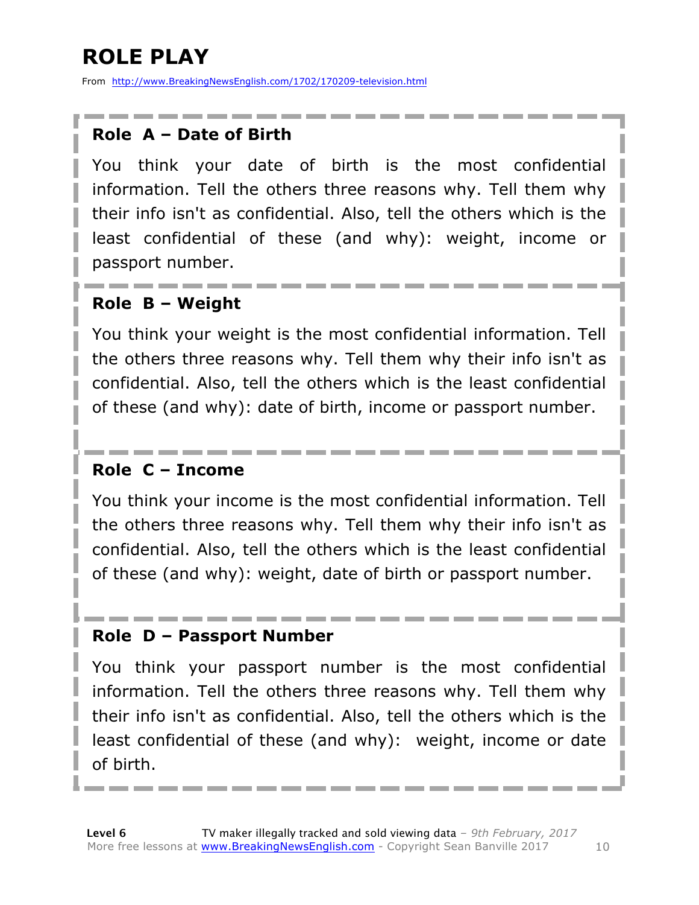# ROLE PLAY

From http://www.BreakingNewsEnglish.com/1702/170209-television.html

### Role A – Date of Birth

You think your date of birth is the most confidential information. Tell the others three reasons why. Tell them why their info isn't as confidential. Also, tell the others which is the least confidential of these (and why): weight, income or passport number.

### Role B – Weight

You think your weight is the most confidential information. Tell the others three reasons why. Tell them why their info isn't as confidential. Also, tell the others which is the least confidential of these (and why): date of birth, income or passport number.

### Role C – Income

You think your income is the most confidential information. Tell the others three reasons why. Tell them why their info isn't as confidential. Also, tell the others which is the least confidential of these (and why): weight, date of birth or passport number.

### Role D – Passport Number

You think your passport number is the most confidential information. Tell the others three reasons why. Tell them why their info isn't as confidential. Also, tell the others which is the least confidential of these (and why): weight, income or date of birth.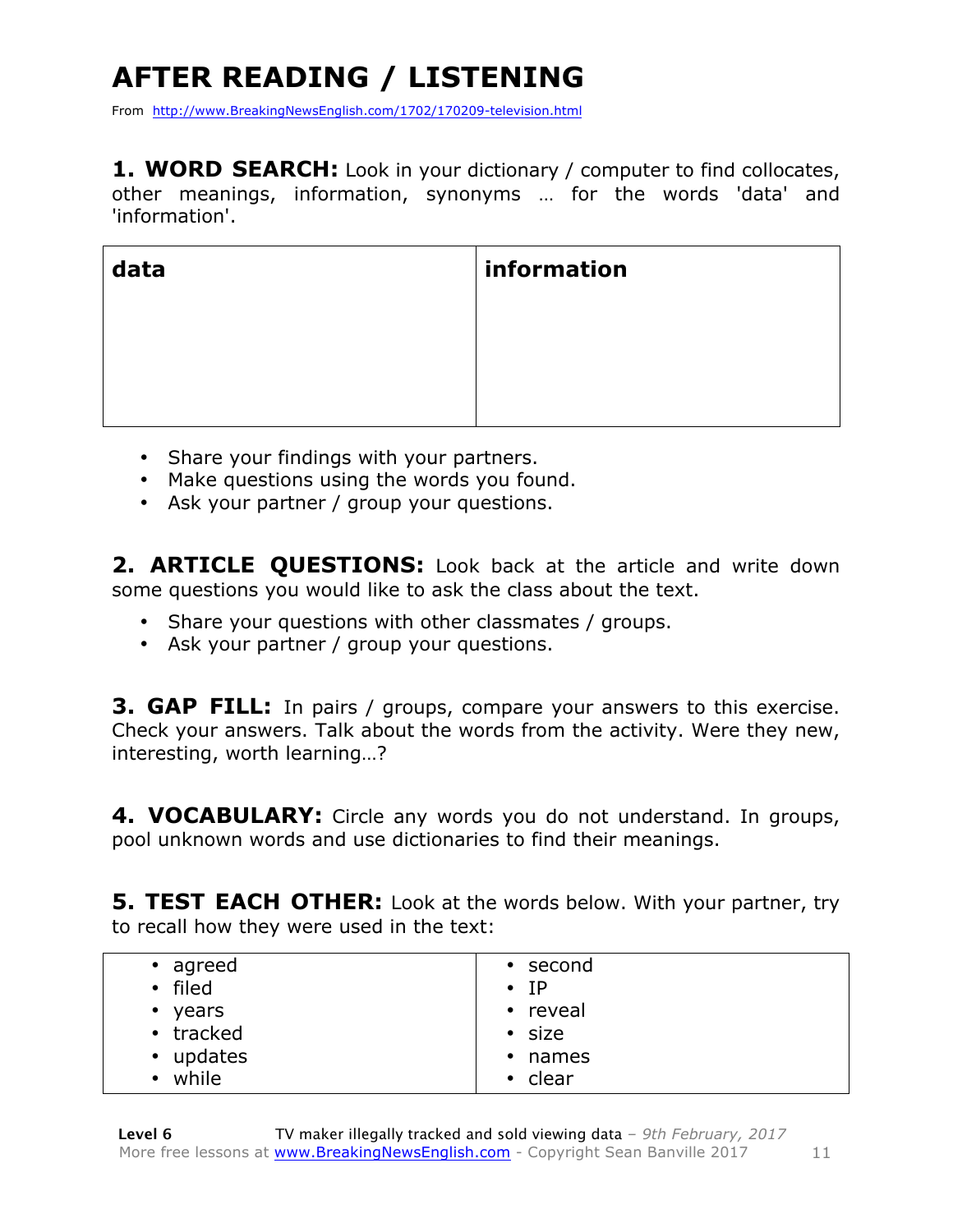# AFTER READING / LISTENING

From http://www.BreakingNewsEnglish.com/1702/170209-television.html

**1. WORD SEARCH:** Look in your dictionary / computer to find collocates, other meanings, information, synonyms … for the words 'data' and 'information'.

| **data** | **information** |
|---|---|
| | |

- Share your findings with your partners.
- Make questions using the words you found.
- Ask your partner / group your questions.

**2. ARTICLE QUESTIONS:** Look back at the article and write down some questions you would like to ask the class about the text.

- Share your questions with other classmates / groups.
- Ask your partner / group your questions.

**3. GAP FILL:** In pairs / groups, compare your answers to this exercise. Check your answers. Talk about the words from the activity. Were they new, interesting, worth learning…?

**4. VOCABULARY:** Circle any words you do not understand. In groups, pool unknown words and use dictionaries to find their meanings.

**5. TEST EACH OTHER:** Look at the words below. With your partner, try to recall how they were used in the text:

| | |
|---|---|
| • agreed | • second |
| • filed | • IP |
| • years | • reveal |
| • tracked | • size |
| • updates | • names |
| • while | • clear |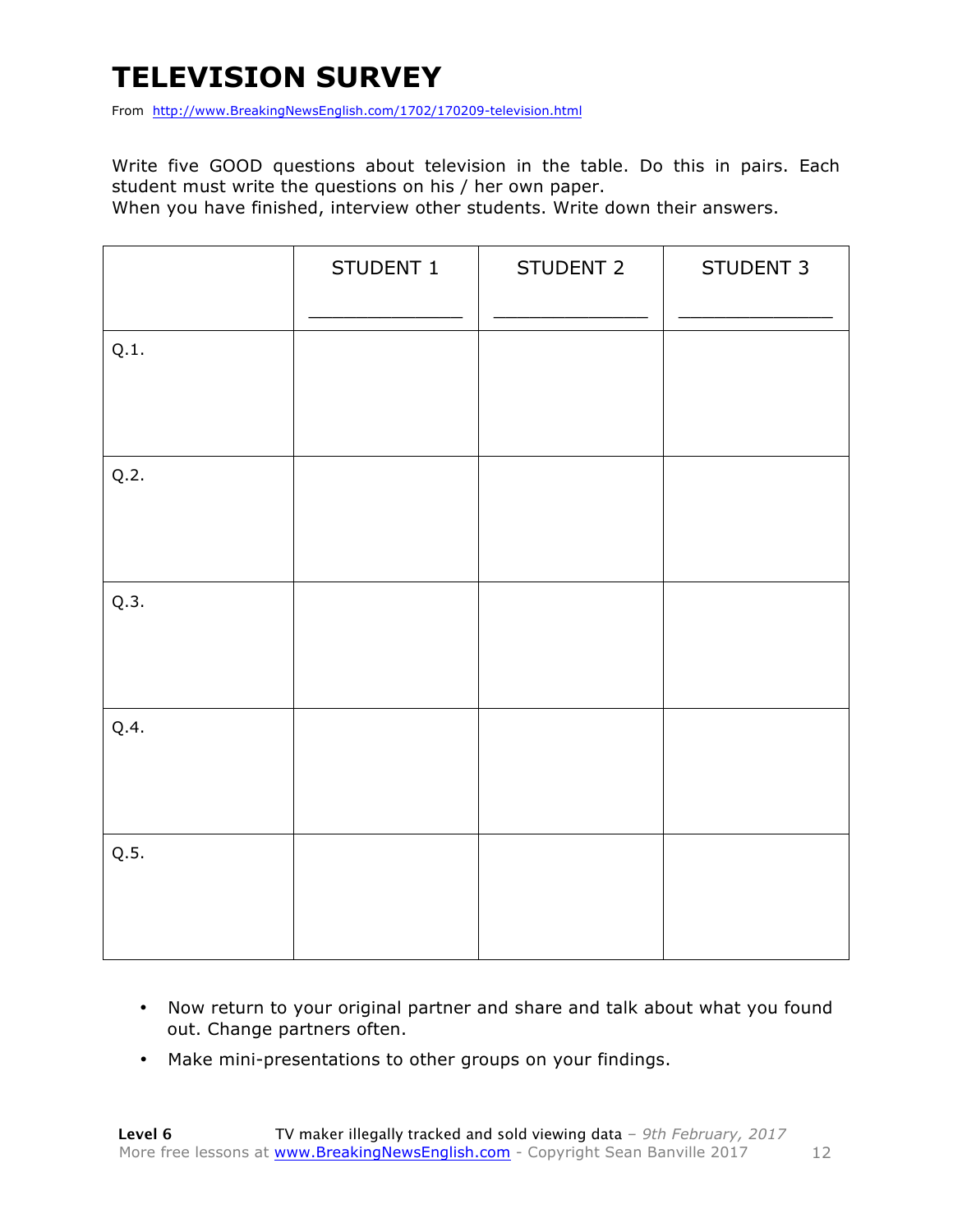# TELEVISION SURVEY

From http://www.BreakingNewsEnglish.com/1702/170209-television.html

Write five GOOD questions about television in the table. Do this in pairs. Each student must write the questions on his / her own paper.
When you have finished, interview other students. Write down their answers.

| | STUDENT 1<br>_____________ | STUDENT 2<br>_____________ | STUDENT 3<br>_____________ |
|---|---|---|---|
| Q.1. | | | |
| Q.2. | | | |
| Q.3. | | | |
| Q.4. | | | |
| Q.5. | | | |

- Now return to your original partner and share and talk about what you found out. Change partners often.
- Make mini-presentations to other groups on your findings.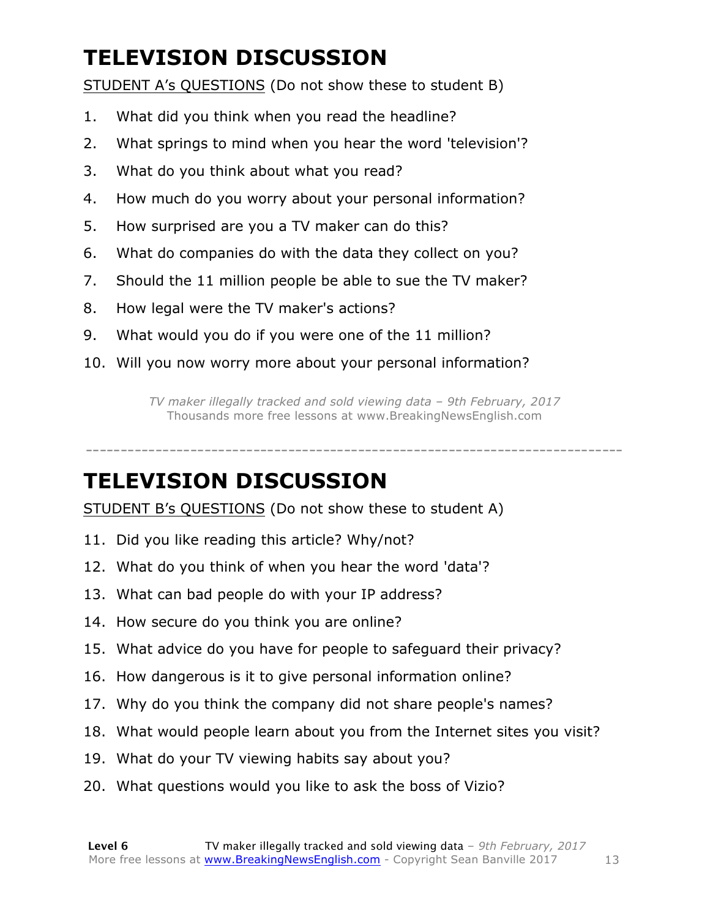# TELEVISION DISCUSSION

STUDENT A's QUESTIONS (Do not show these to student B)

1. What did you think when you read the headline?
2. What springs to mind when you hear the word 'television'?
3. What do you think about what you read?
4. How much do you worry about your personal information?
5. How surprised are you a TV maker can do this?
6. What do companies do with the data they collect on you?
7. Should the 11 million people be able to sue the TV maker?
8. How legal were the TV maker's actions?
9. What would you do if you were one of the 11 million?
10. Will you now worry more about your personal information?

*TV maker illegally tracked and sold viewing data – 9th February, 2017*
Thousands more free lessons at www.BreakingNewsEnglish.com

---

# TELEVISION DISCUSSION

STUDENT B's QUESTIONS (Do not show these to student A)

11. Did you like reading this article? Why/not?
12. What do you think of when you hear the word 'data'?
13. What can bad people do with your IP address?
14. How secure do you think you are online?
15. What advice do you have for people to safeguard their privacy?
16. How dangerous is it to give personal information online?
17. Why do you think the company did not share people's names?
18. What would people learn about you from the Internet sites you visit?
19. What do your TV viewing habits say about you?
20. What questions would you like to ask the boss of Vizio?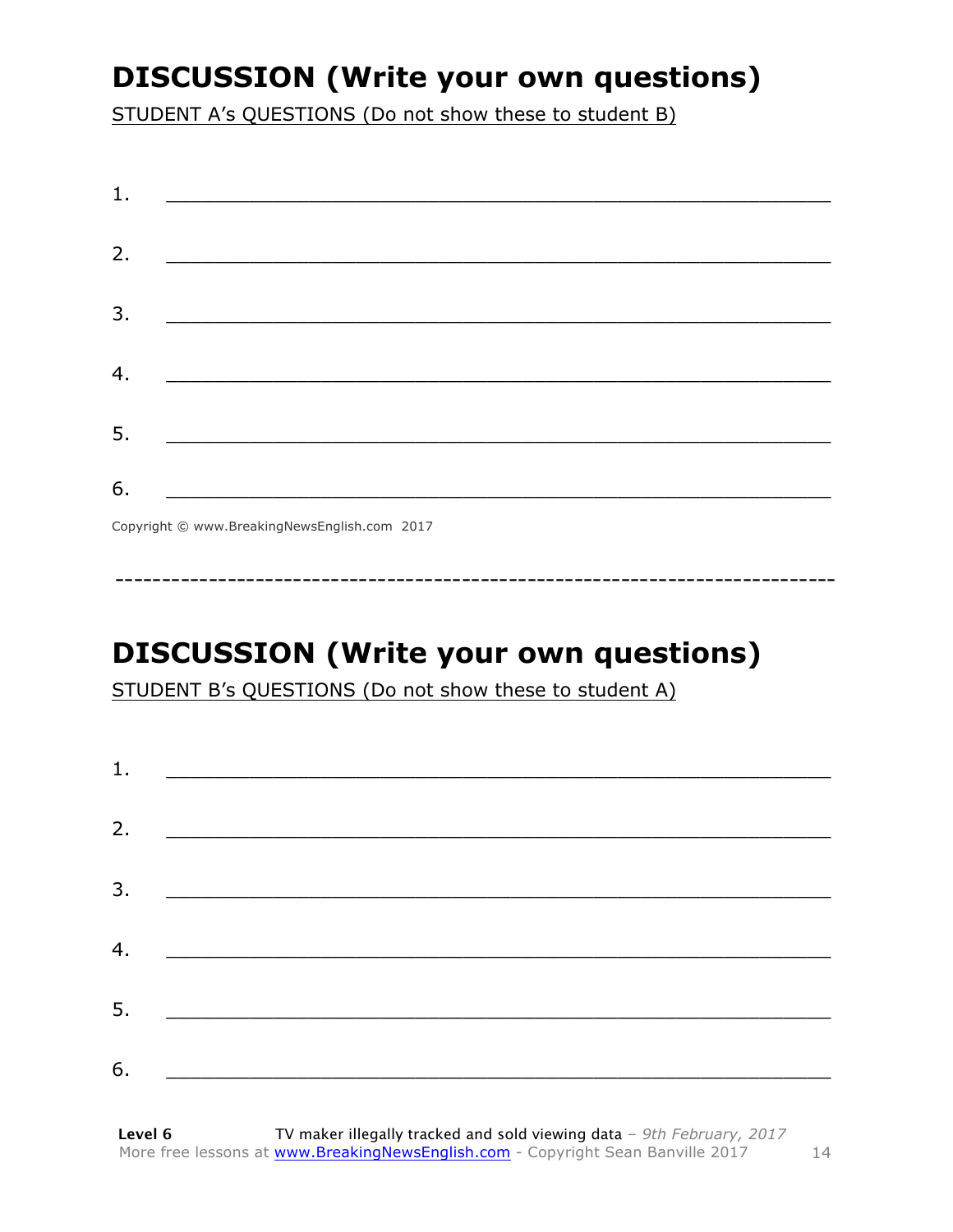# DISCUSSION (Write your own questions)

STUDENT A's QUESTIONS (Do not show these to student B)

1. ___________________________________________________________

2. ___________________________________________________________

3. ___________________________________________________________

4. ___________________________________________________________

5. ___________________________________________________________

6. ___________________________________________________________

Copyright © www.BreakingNewsEnglish.com 2017

---

# DISCUSSION (Write your own questions)

STUDENT B's QUESTIONS (Do not show these to student A)

1. ___________________________________________________________

2. ___________________________________________________________

3. ___________________________________________________________

4. ___________________________________________________________

5. ___________________________________________________________

6. ___________________________________________________________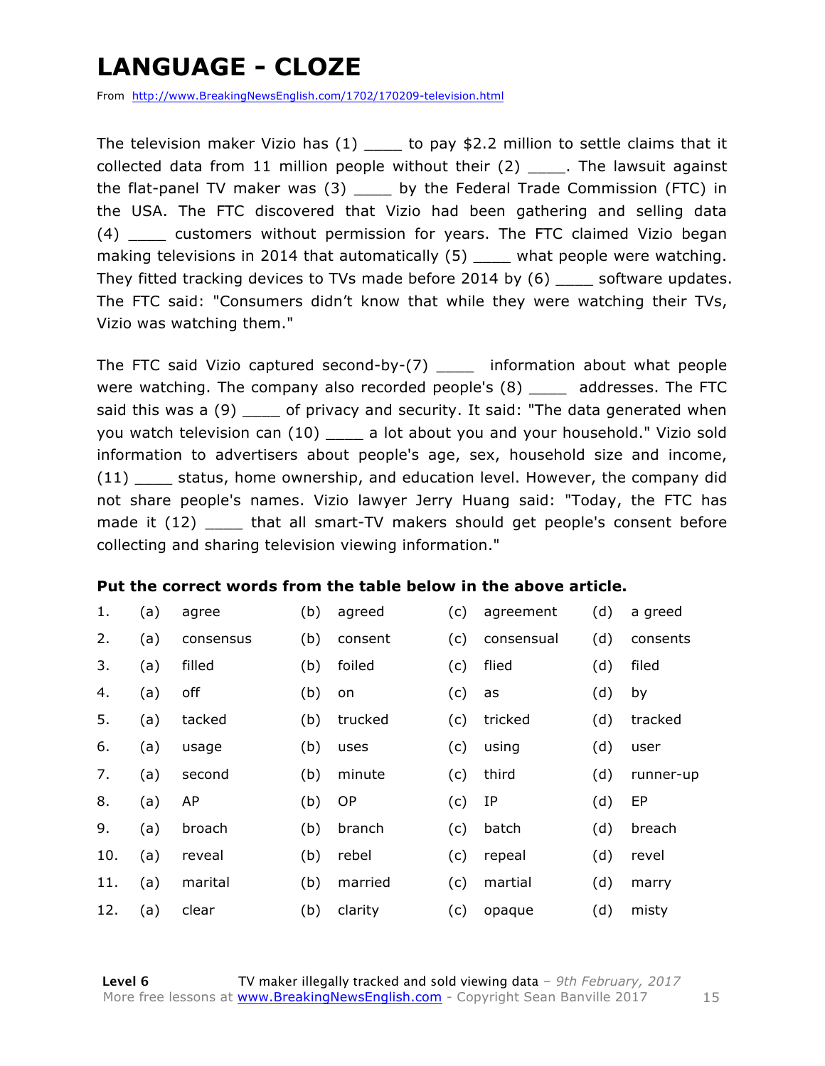# LANGUAGE - CLOZE

From http://www.BreakingNewsEnglish.com/1702/170209-television.html

The television maker Vizio has (1) ____ to pay $2.2 million to settle claims that it collected data from 11 million people without their (2) ____. The lawsuit against the flat-panel TV maker was (3) ____ by the Federal Trade Commission (FTC) in the USA. The FTC discovered that Vizio had been gathering and selling data (4) ____ customers without permission for years. The FTC claimed Vizio began making televisions in 2014 that automatically (5) ____ what people were watching. They fitted tracking devices to TVs made before 2014 by (6) ____ software updates. The FTC said: "Consumers didn't know that while they were watching their TVs, Vizio was watching them."

The FTC said Vizio captured second-by-(7) ____ information about what people were watching. The company also recorded people's (8) ____ addresses. The FTC said this was a (9) ____ of privacy and security. It said: "The data generated when you watch television can (10) ____ a lot about you and your household." Vizio sold information to advertisers about people's age, sex, household size and income, (11) ____ status, home ownership, and education level. However, the company did not share people's names. Vizio lawyer Jerry Huang said: "Today, the FTC has made it (12) ____ that all smart-TV makers should get people's consent before collecting and sharing television viewing information."

**Put the correct words from the table below in the above article.**

| | | | | | | | | |
|---|---|---|---|---|---|---|---|---|
| 1. | (a) | agree | (b) | agreed | (c) | agreement | (d) | a greed |
| 2. | (a) | consensus | (b) | consent | (c) | consensual | (d) | consents |
| 3. | (a) | filled | (b) | foiled | (c) | flied | (d) | filed |
| 4. | (a) | off | (b) | on | (c) | as | (d) | by |
| 5. | (a) | tacked | (b) | trucked | (c) | tricked | (d) | tracked |
| 6. | (a) | usage | (b) | uses | (c) | using | (d) | user |
| 7. | (a) | second | (b) | minute | (c) | third | (d) | runner-up |
| 8. | (a) | AP | (b) | OP | (c) | IP | (d) | EP |
| 9. | (a) | broach | (b) | branch | (c) | batch | (d) | breach |
| 10. | (a) | reveal | (b) | rebel | (c) | repeal | (d) | revel |
| 11. | (a) | marital | (b) | married | (c) | martial | (d) | marry |
| 12. | (a) | clear | (b) | clarity | (c) | opaque | (d) | misty |

**Level 6** TV maker illegally tracked and sold viewing data – *9th February, 2017*
More free lessons at www.BreakingNewsEnglish.com - Copyright Sean Banville 2017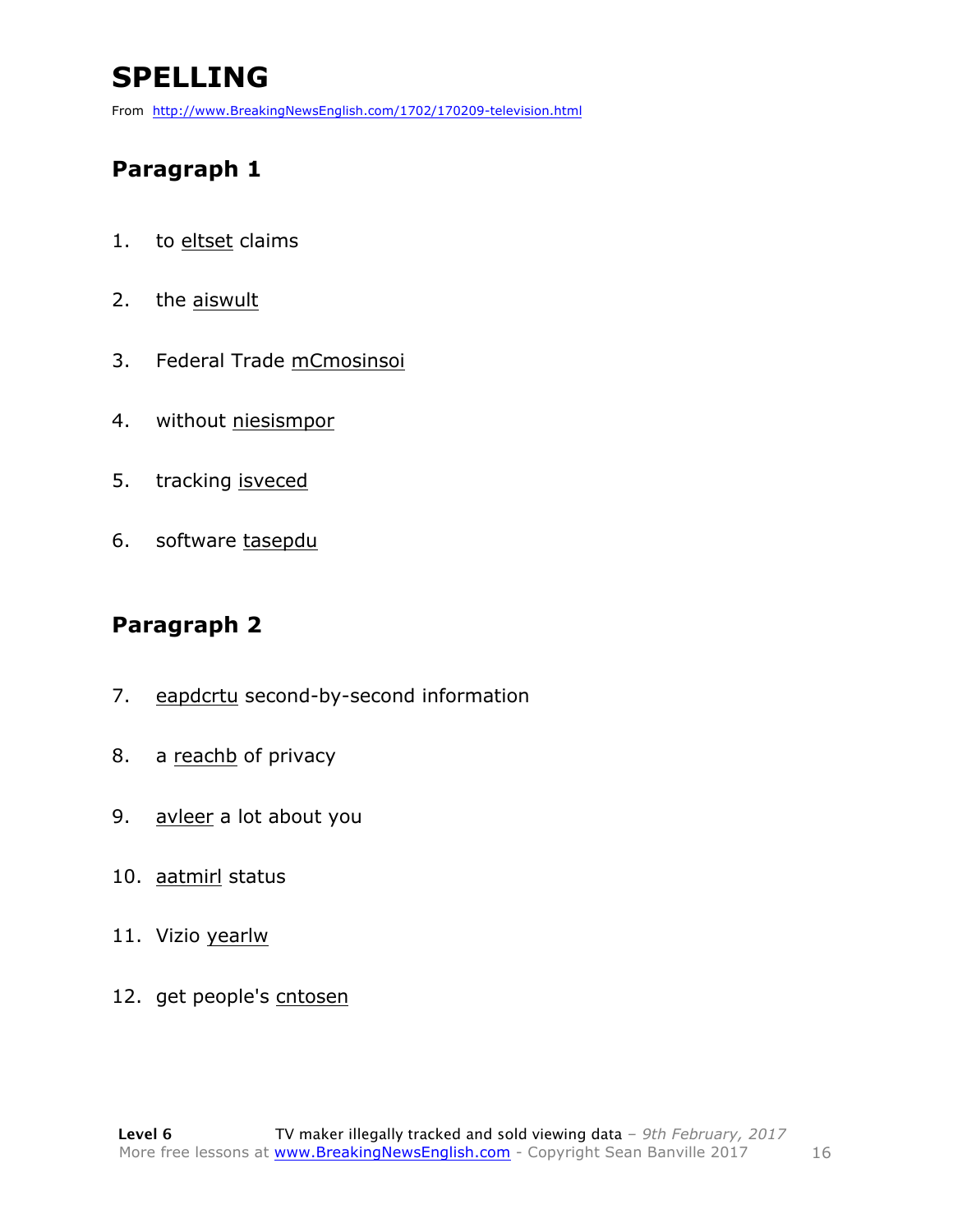# SPELLING

From http://www.BreakingNewsEnglish.com/1702/170209-television.html

## Paragraph 1

1. to eltset claims
2. the aiswult
3. Federal Trade mCmosinsoi
4. without niesismpor
5. tracking isveced
6. software tasepdu

## Paragraph 2

7. eapdcrtu second-by-second information
8. a reachb of privacy
9. avleer a lot about you
10. aatmirl status
11. Vizio yearlw
12. get people's cntosen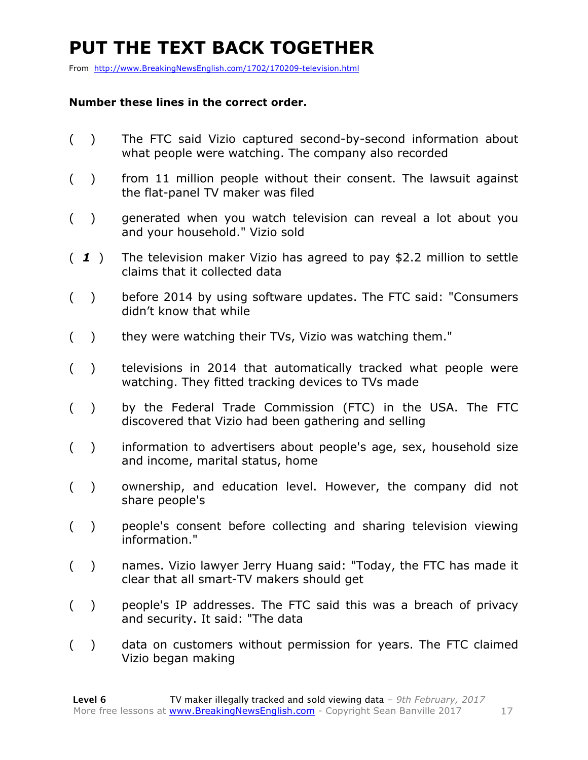# PUT THE TEXT BACK TOGETHER

From http://www.BreakingNewsEnglish.com/1702/170209-television.html

**Number these lines in the correct order.**

( ) The FTC said Vizio captured second-by-second information about what people were watching. The company also recorded

( ) from 11 million people without their consent. The lawsuit against the flat-panel TV maker was filed

( ) generated when you watch television can reveal a lot about you and your household." Vizio sold

( ***1*** ) The television maker Vizio has agreed to pay $2.2 million to settle claims that it collected data

( ) before 2014 by using software updates. The FTC said: "Consumers didn't know that while

( ) they were watching their TVs, Vizio was watching them."

( ) televisions in 2014 that automatically tracked what people were watching. They fitted tracking devices to TVs made

( ) by the Federal Trade Commission (FTC) in the USA. The FTC discovered that Vizio had been gathering and selling

( ) information to advertisers about people's age, sex, household size and income, marital status, home

( ) ownership, and education level. However, the company did not share people's

( ) people's consent before collecting and sharing television viewing information."

( ) names. Vizio lawyer Jerry Huang said: "Today, the FTC has made it clear that all smart-TV makers should get

( ) people's IP addresses. The FTC said this was a breach of privacy and security. It said: "The data

( ) data on customers without permission for years. The FTC claimed Vizio began making

**Level 6** TV maker illegally tracked and sold viewing data – *9th February, 2017*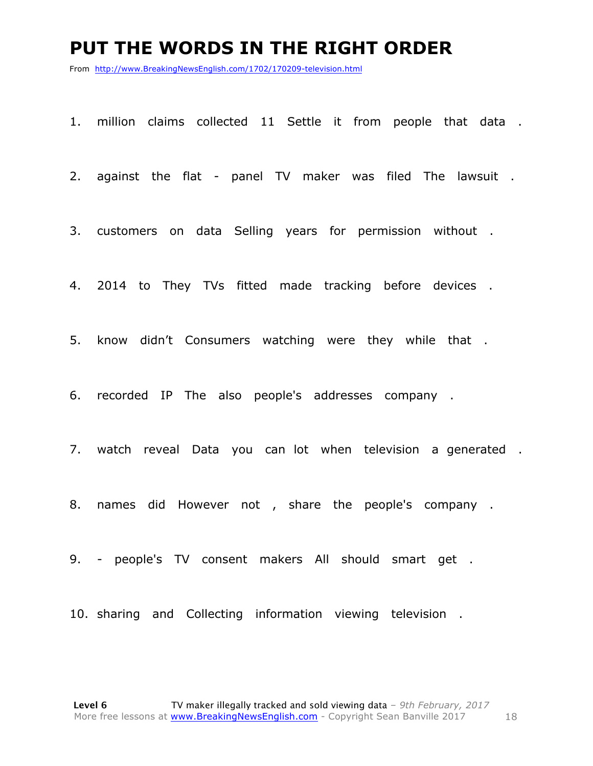# PUT THE WORDS IN THE RIGHT ORDER

From http://www.BreakingNewsEnglish.com/1702/170209-television.html

1. million claims collected 11 Settle it from people that data .

2. against the flat - panel TV maker was filed The lawsuit .

3. customers on data Selling years for permission without .

4. 2014 to They TVs fitted made tracking before devices .

5. know didn't Consumers watching were they while that .

6. recorded IP The also people's addresses company .

7. watch reveal Data you can lot when television a generated .

8. names did However not , share the people's company .

9. - people's TV consent makers All should smart get .

10. sharing and Collecting information viewing television .

**Level 6** TV maker illegally tracked and sold viewing data – *9th February, 2017*
More free lessons at www.BreakingNewsEnglish.com - Copyright Sean Banville 2017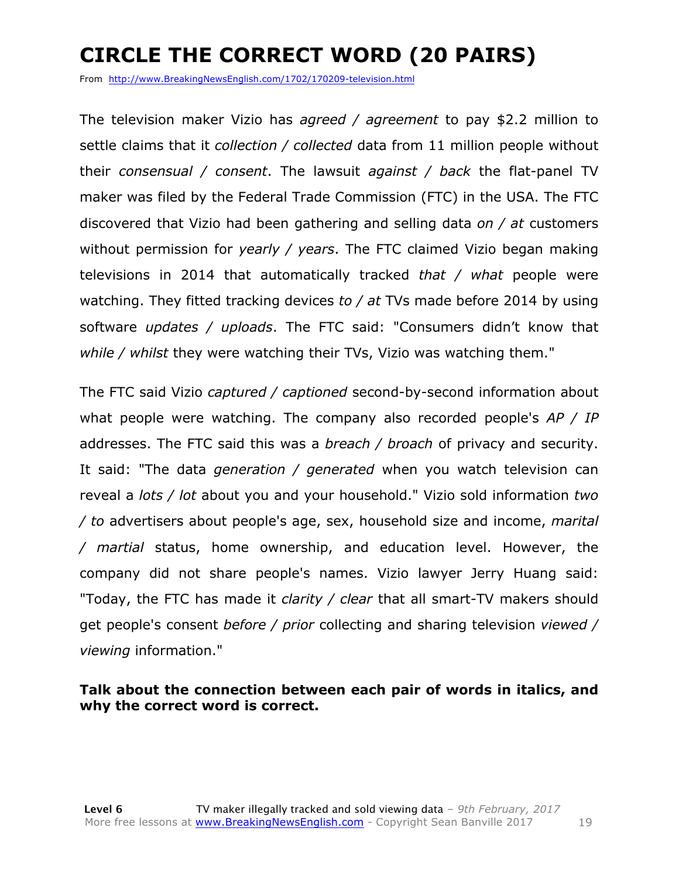# CIRCLE THE CORRECT WORD (20 PAIRS)

From http://www.BreakingNewsEnglish.com/1702/170209-television.html

The television maker Vizio has *agreed / agreement* to pay $2.2 million to settle claims that it *collection / collected* data from 11 million people without their *consensual / consent*. The lawsuit *against / back* the flat-panel TV maker was filed by the Federal Trade Commission (FTC) in the USA. The FTC discovered that Vizio had been gathering and selling data *on / at* customers without permission for *yearly / years*. The FTC claimed Vizio began making televisions in 2014 that automatically tracked *that / what* people were watching. They fitted tracking devices *to / at* TVs made before 2014 by using software *updates / uploads*. The FTC said: "Consumers didn't know that *while / whilst* they were watching their TVs, Vizio was watching them."

The FTC said Vizio *captured / captioned* second-by-second information about what people were watching. The company also recorded people's *AP / IP* addresses. The FTC said this was a *breach / broach* of privacy and security. It said: "The data *generation / generated* when you watch television can reveal a *lots / lot* about you and your household." Vizio sold information *two / to* advertisers about people's age, sex, household size and income, *marital / martial* status, home ownership, and education level. However, the company did not share people's names. Vizio lawyer Jerry Huang said: "Today, the FTC has made it *clarity / clear* that all smart-TV makers should get people's consent *before / prior* collecting and sharing television *viewed / viewing* information."

**Talk about the connection between each pair of words in italics, and why the correct word is correct.**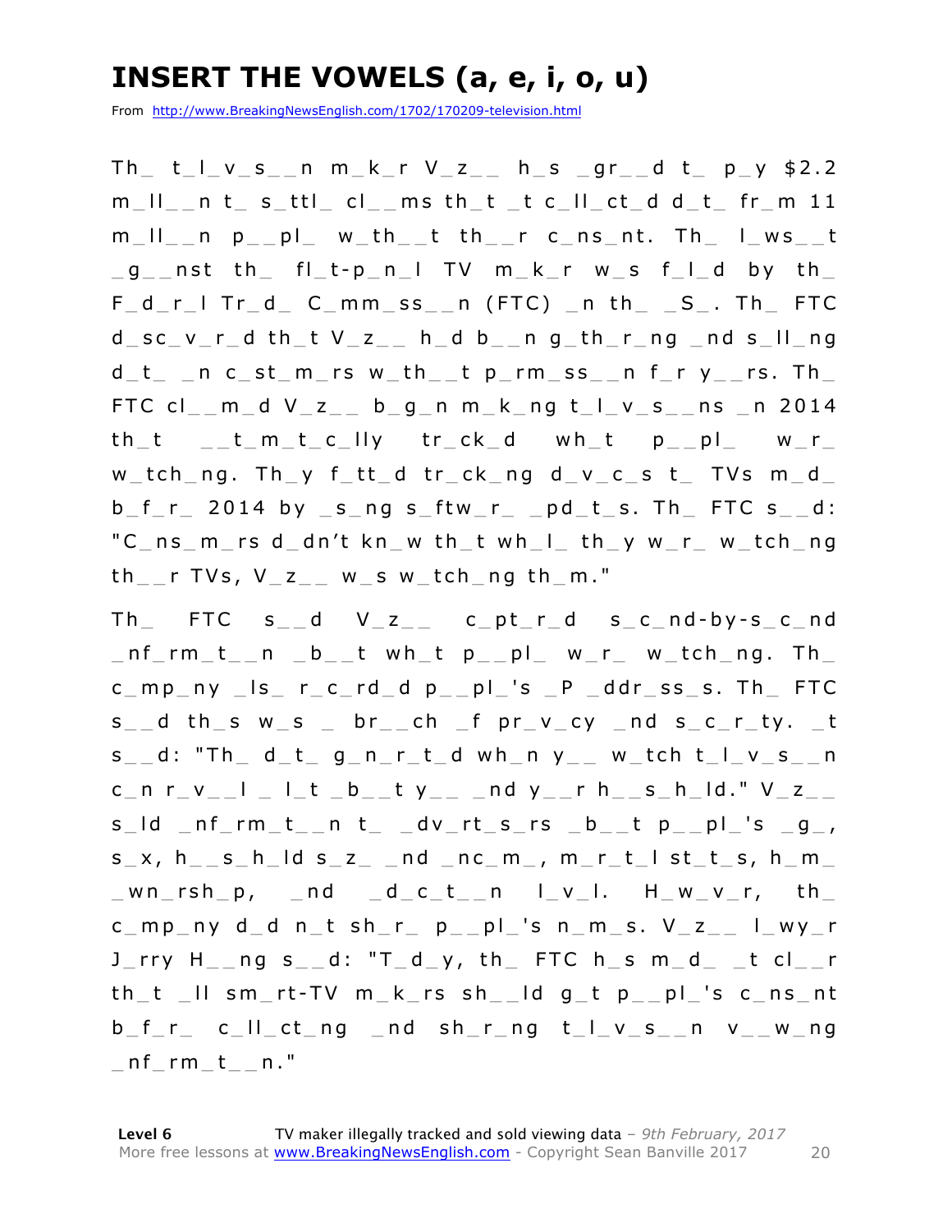# INSERT THE VOWELS (a, e, i, o, u)

From http://www.BreakingNewsEnglish.com/1702/170209-television.html

Th_ t_l_v_s__n m_k_r V_z__ h_s _gr__d t_ p_y $2.2 m_ll__n t_ s_ttl_ cl__ms th_t _t c_ll_ct_d d_t_ fr_m 11 m_ll__n p__pl_ w_th__t th__r c_ns_nt. Th_ l_ws__t _g__nst th_ fl_t-p_n_l TV m_k_r w_s f_l_d by th_ F_d_r_l Tr_d_ C_mm_ss__n (FTC) _n th_ _S_. Th_ FTC d_sc_v_r_d th_t V_z__ h_d b__n g_th_r_ng _nd s_ll_ng d_t_ _n c_st_m_rs w_th__t p_rm_ss__n f_r y__rs. Th_ FTC cl__m_d V_z__ b_g_n m_k_ng t_l_v_s__ns _n 2014 th_t __t_m_t_c_lly tr_ck_d wh_t p__pl_ w_r_ w_tch_ng. Th_y f_tt_d tr_ck_ng d_v_c_s t_ TVs m_d_ b_f_r_ 2014 by _s_ng s_ftw_r_ _pd_t_s. Th_ FTC s__d: "C_ns_m_rs d_dn't kn_w th_t wh_l_ th_y w_r_ w_tch_ng th__r TVs, V_z__ w_s w_tch_ng th_m."

Th_ FTC s__d V_z__ c_pt_r_d s_c_nd-by-s_c_nd _nf_rm_t__n _b__t wh_t p__pl_ w_r_ w_tch_ng. Th_ c_mp_ny _ls_ r_c_rd_d p__pl_'s _P _ddr_ss_s. Th_ FTC s__d th_s w_s _ br__ch _f pr_v_cy _nd s_c_r_ty. _t s__d: "Th_ d_t_ g_n_r_t_d wh_n y__ w_tch t_l_v_s__n c_n r_v__l _ l_t _b__t y__ _nd y__r h__s_h_ld." V_z__ s_ld _nf_rm_t__n t_ _dv_rt_s_rs _b__t p__pl_'s _g_, s_x, h__s_h_ld s_z_ _nd _nc_m_, m_r_t_l st_t_s, h_m_ _wn_rsh_p, _nd _d_c_t__n l_v_l. H_w_v_r, th_ c_mp_ny d_d n_t sh_r_ p__pl_'s n_m_s. V_z__ l_wy_r J_rry H__ng s__d: "T_d_y, th_ FTC h_s m_d_ _t cl__r th_t _ll sm_rt-TV m_k_rs sh__ld g_t p__pl_'s c_ns_nt b_f_r_ c_ll_ct_ng _nd sh_r_ng t_l_v_s__n v__w_ng _nf_rm_t__n."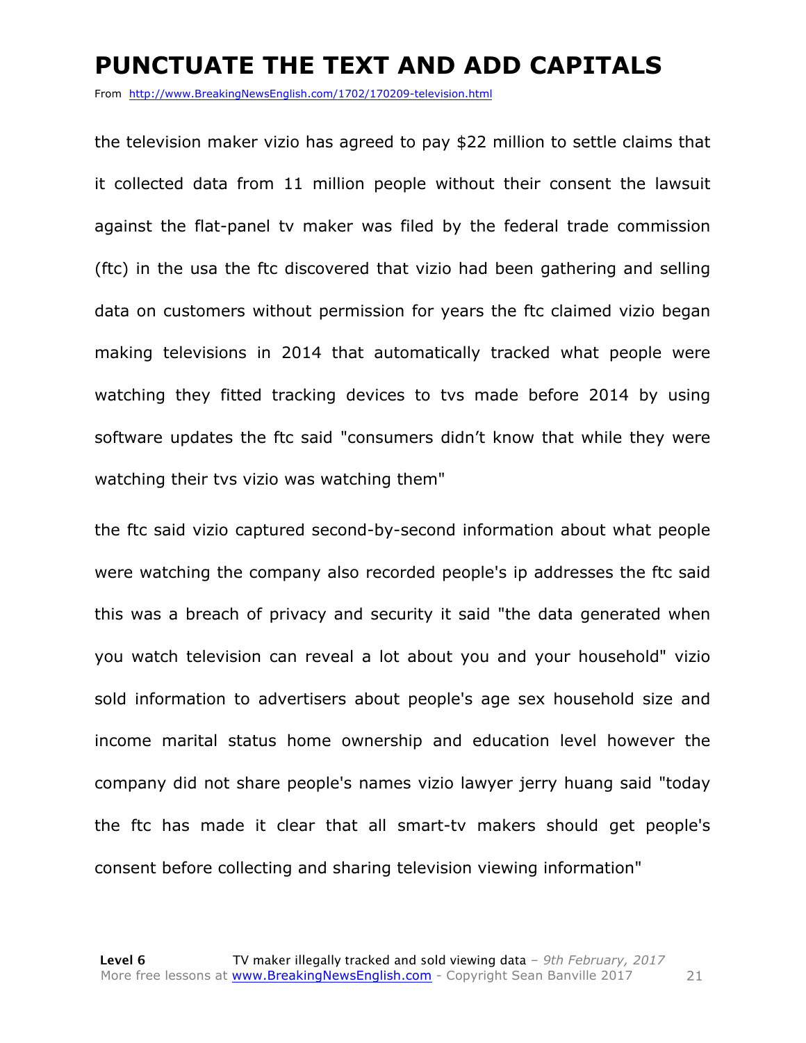# PUNCTUATE THE TEXT AND ADD CAPITALS

From http://www.BreakingNewsEnglish.com/1702/170209-television.html

the television maker vizio has agreed to pay $22 million to settle claims that it collected data from 11 million people without their consent the lawsuit against the flat-panel tv maker was filed by the federal trade commission (ftc) in the usa the ftc discovered that vizio had been gathering and selling data on customers without permission for years the ftc claimed vizio began making televisions in 2014 that automatically tracked what people were watching they fitted tracking devices to tvs made before 2014 by using software updates the ftc said "consumers didn’t know that while they were watching their tvs vizio was watching them"

the ftc said vizio captured second-by-second information about what people were watching the company also recorded people's ip addresses the ftc said this was a breach of privacy and security it said "the data generated when you watch television can reveal a lot about you and your household" vizio sold information to advertisers about people's age sex household size and income marital status home ownership and education level however the company did not share people's names vizio lawyer jerry huang said "today the ftc has made it clear that all smart-tv makers should get people's consent before collecting and sharing television viewing information"

**Level 6** TV maker illegally tracked and sold viewing data – *9th February, 2017*
More free lessons at www.BreakingNewsEnglish.com - Copyright Sean Banville 2017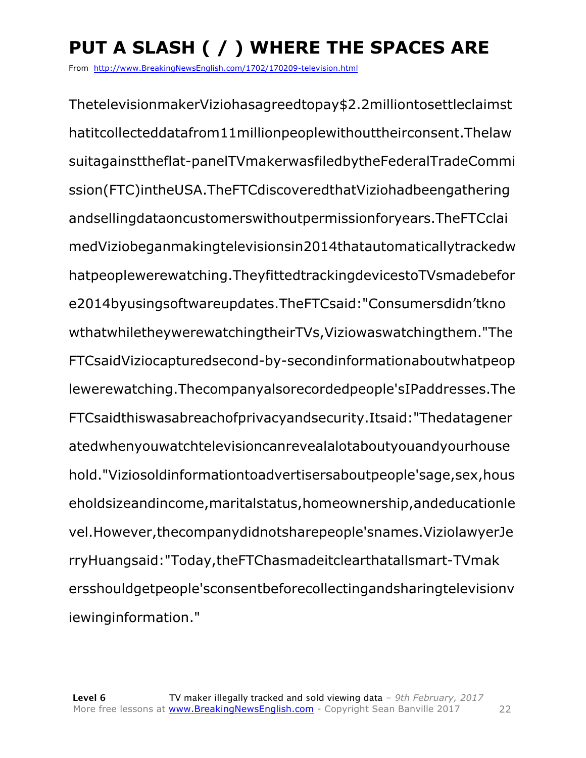# PUT A SLASH ( / ) WHERE THE SPACES ARE

From http://www.BreakingNewsEnglish.com/1702/170209-television.html

ThetelevisionmakerViziohasagreedtopay$2.2milliontosettleclaimst
hatitcollecteddatafrom11millionpeoplewithouttheirconsent.Thelaw
suitagainsttheflat-panelTVmakerwasfiledbytheFederalTradeCommi
ssion(FTC)intheUSA.TheFTCdiscoveredthatViziohadbeengathering
andsellingdataoncustomerswithoutpermissionforyears.TheFTCclai
medViziobeganmakingtelevisionsin2014thatautomaticallytrackedw
hatpeoplewerewatching.TheyfittedtrackingdevicestoTVsmadebefor
e2014byusingsoftwareupdates.TheFTCsaid:"Consumersdidn’tkno
wthatwhiletheywerewatchingtheirTVs,Viziowaswatchingthem."The
FTCsaidViziocapturedsecond-by-secondinformationaboutwhatpeop
lewerewatching.Thecompanyalsorecordedpeople'sIPaddresses.The
FTCsaidthiswasabreachofprivacyandsecurity.Itsaid:"Thedatagener
atedwhenyouwatchtelevisioncanrevealalotaboutyouandyourhouse
hold."Viziosoldinformationtoadvertisersaboutpeople'sage,sex,hous
eholdsizeandincome,maritalstatus,homeownership,andeducationle
vel.However,thecompanydidnotsharepeople'snames.ViziolawyerJe
rryHuangsaid:"Today,theFTChasmadeitclearthatallsmart-TVmak
ersshouldgetpeople'sconsentbeforecollectingandsharingtelevisionv
iewinginformation."

**Level 6** TV maker illegally tracked and sold viewing data – *9th February, 2017*
More free lessons at www.BreakingNewsEnglish.com - Copyright Sean Banville 2017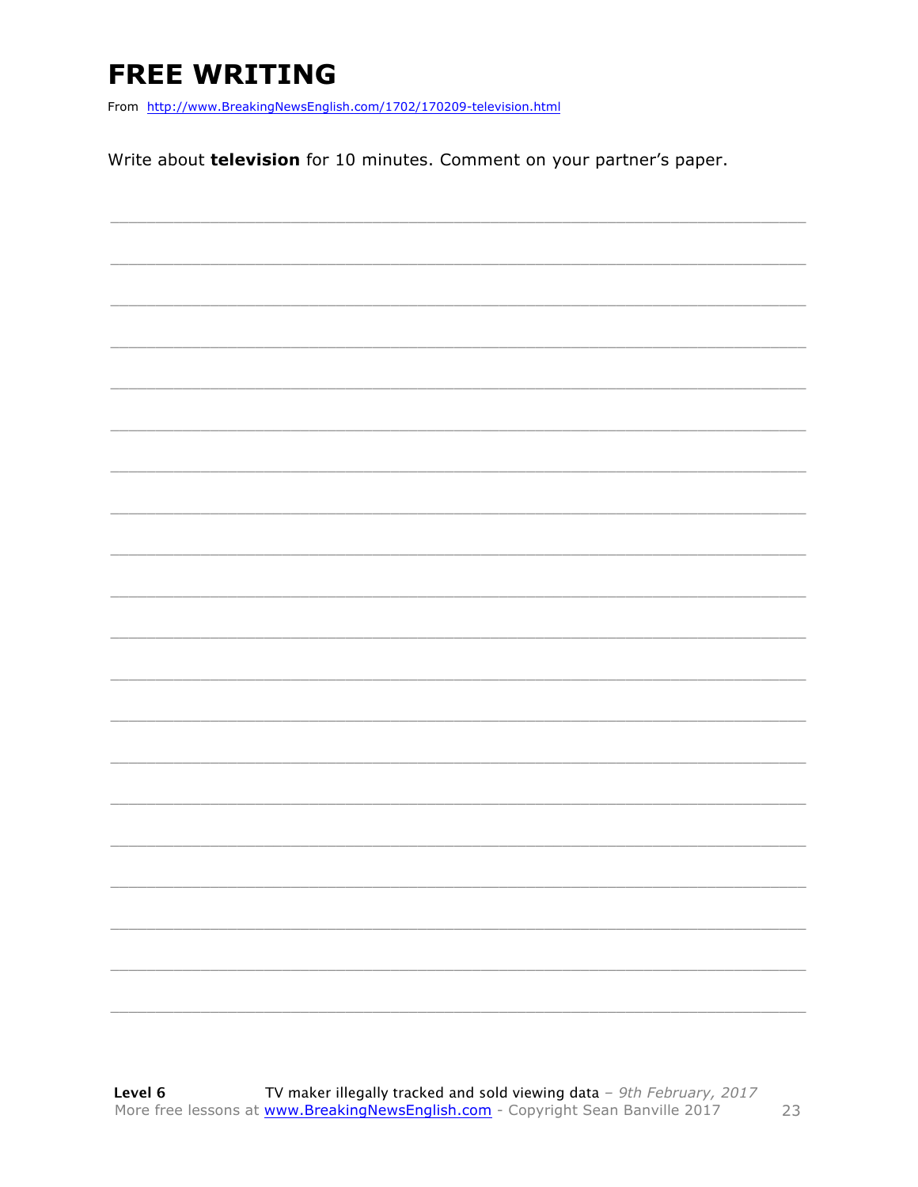# FREE WRITING

From http://www.BreakingNewsEnglish.com/1702/170209-television.html

Write about **television** for 10 minutes. Comment on your partner's paper.

___________________________________________________________________________

___________________________________________________________________________

___________________________________________________________________________

___________________________________________________________________________

___________________________________________________________________________

___________________________________________________________________________

___________________________________________________________________________

___________________________________________________________________________

___________________________________________________________________________

___________________________________________________________________________

___________________________________________________________________________

___________________________________________________________________________

___________________________________________________________________________

___________________________________________________________________________

___________________________________________________________________________

___________________________________________________________________________

___________________________________________________________________________

___________________________________________________________________________

___________________________________________________________________________

___________________________________________________________________________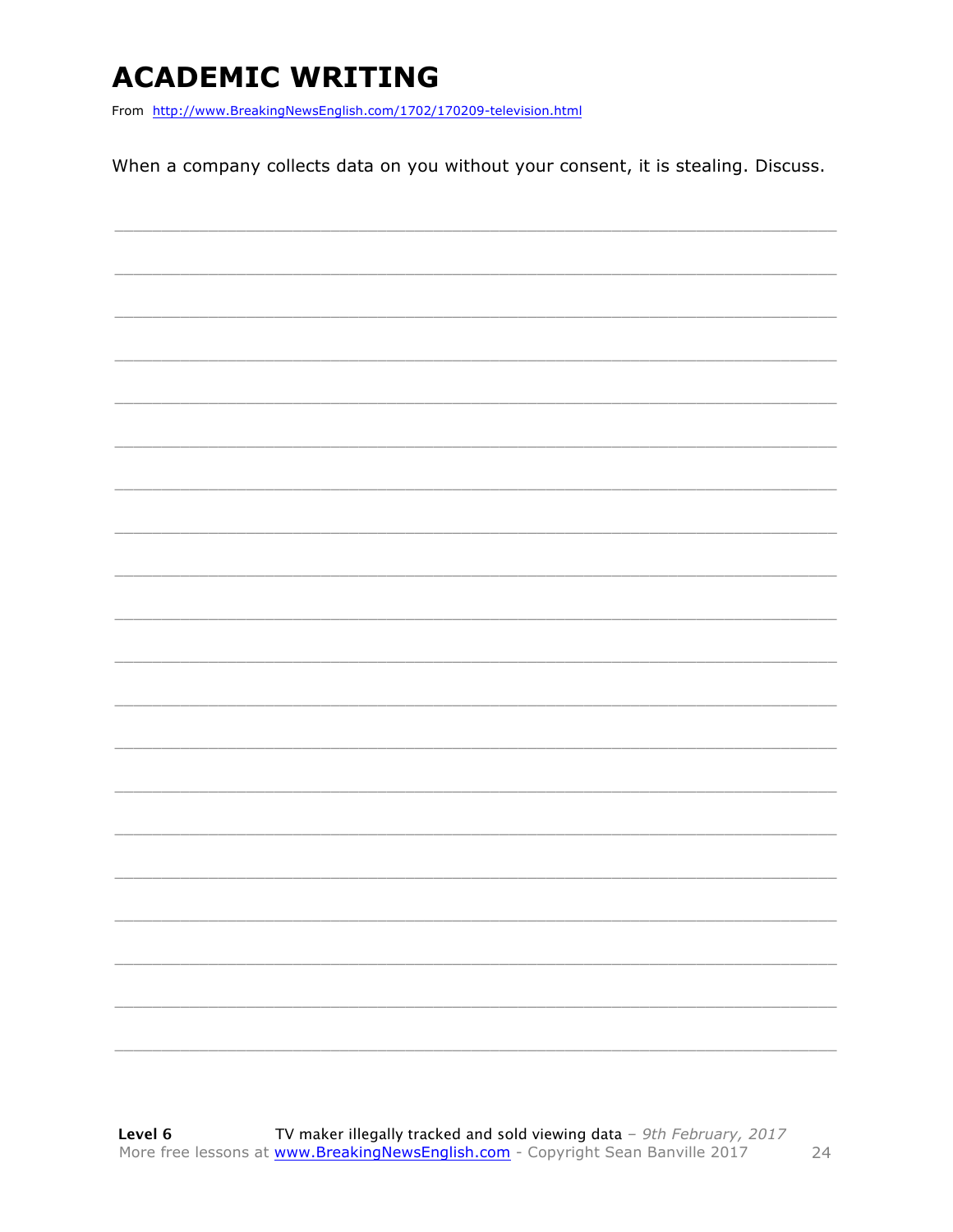# ACADEMIC WRITING

From http://www.BreakingNewsEnglish.com/1702/170209-television.html

When a company collects data on you without your consent, it is stealing. Discuss.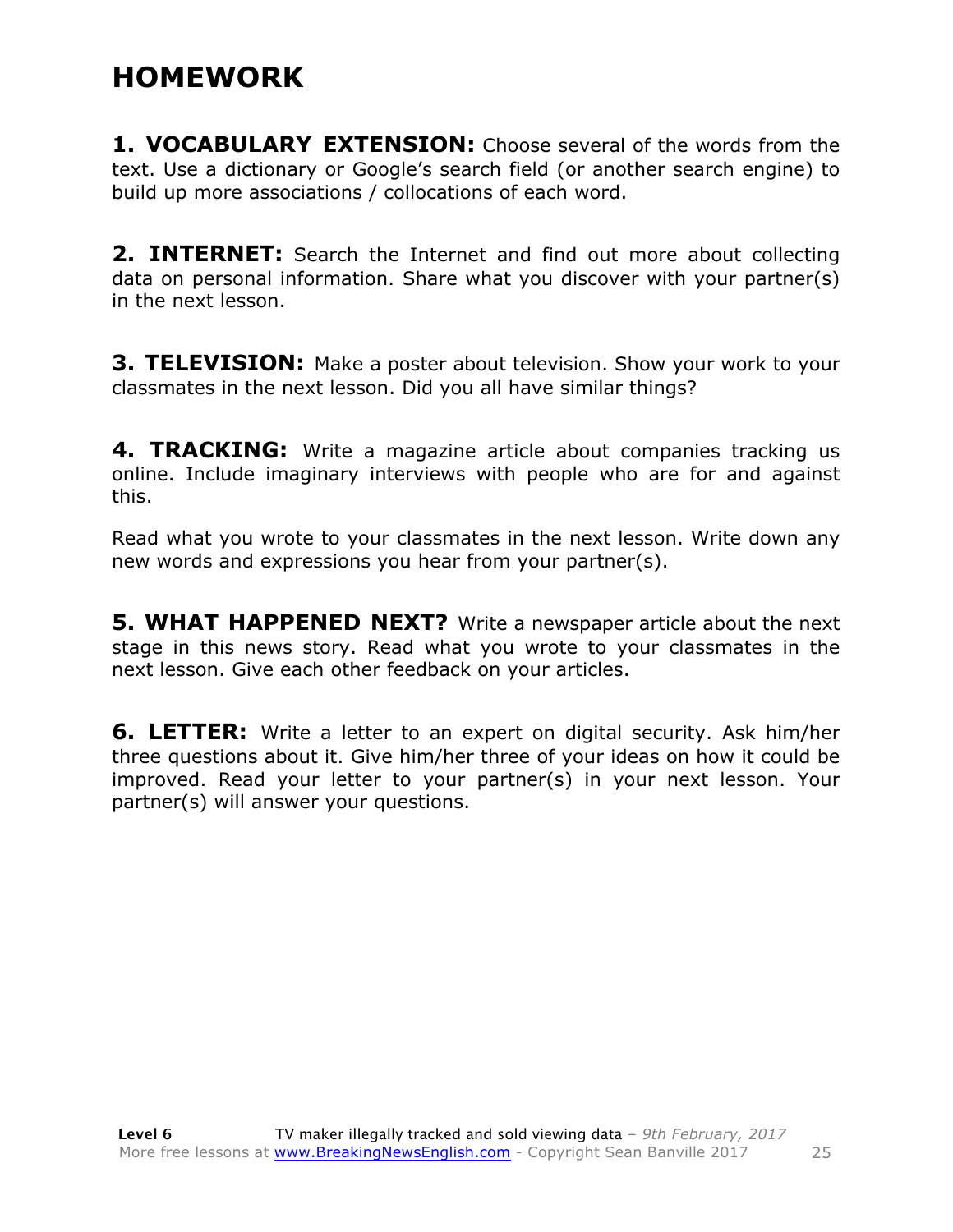# HOMEWORK

**1. VOCABULARY EXTENSION:** Choose several of the words from the text. Use a dictionary or Google's search field (or another search engine) to build up more associations / collocations of each word.

**2. INTERNET:** Search the Internet and find out more about collecting data on personal information. Share what you discover with your partner(s) in the next lesson.

**3. TELEVISION:** Make a poster about television. Show your work to your classmates in the next lesson. Did you all have similar things?

**4. TRACKING:** Write a magazine article about companies tracking us online. Include imaginary interviews with people who are for and against this.

Read what you wrote to your classmates in the next lesson. Write down any new words and expressions you hear from your partner(s).

**5. WHAT HAPPENED NEXT?** Write a newspaper article about the next stage in this news story. Read what you wrote to your classmates in the next lesson. Give each other feedback on your articles.

**6. LETTER:** Write a letter to an expert on digital security. Ask him/her three questions about it. Give him/her three of your ideas on how it could be improved. Read your letter to your partner(s) in your next lesson. Your partner(s) will answer your questions.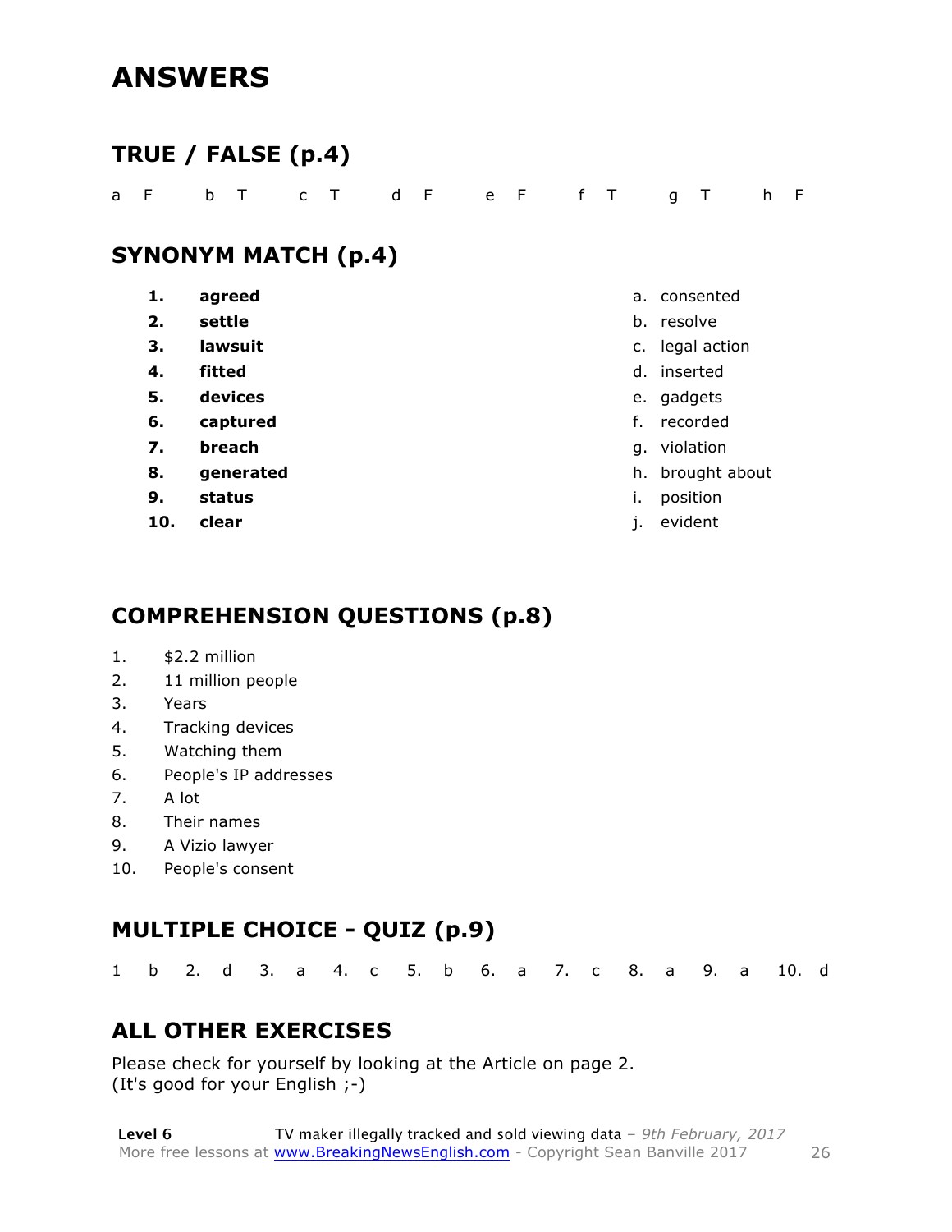# ANSWERS

## TRUE / FALSE (p.4)

a F b T c T d F e F f T g T h F

## SYNONYM MATCH (p.4)

| | | | |
|---|---|---|---|
| **1.** | **agreed** | a. | consented |
| **2.** | **settle** | b. | resolve |
| **3.** | **lawsuit** | c. | legal action |
| **4.** | **fitted** | d. | inserted |
| **5.** | **devices** | e. | gadgets |
| **6.** | **captured** | f. | recorded |
| **7.** | **breach** | g. | violation |
| **8.** | **generated** | h. | brought about |
| **9.** | **status** | i. | position |
| **10.** | **clear** | j. | evident |

## COMPREHENSION QUESTIONS (p.8)

1. $2.2 million
2. 11 million people
3. Years
4. Tracking devices
5. Watching them
6. People's IP addresses
7. A lot
8. Their names
9. A Vizio lawyer
10. People's consent

## MULTIPLE CHOICE - QUIZ (p.9)

1 b 2. d 3. a 4. c 5. b 6. a 7. c 8. a 9. a 10. d

## ALL OTHER EXERCISES

Please check for yourself by looking at the Article on page 2.
(It's good for your English ;-)